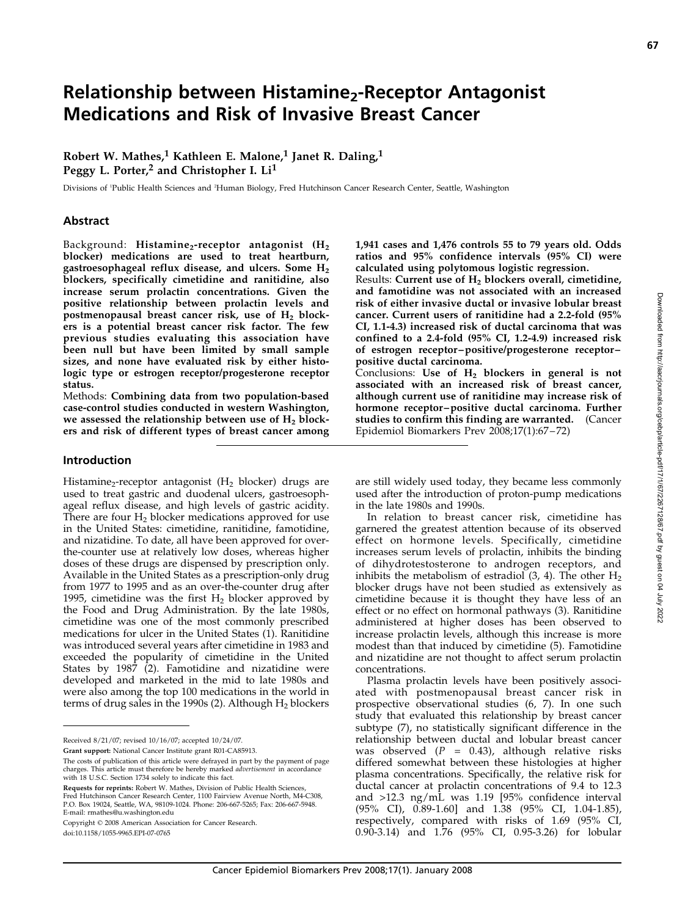# Relationship between Histamine$_2$-Receptor Antagonist Medications and Risk of Invasive Breast Cancer

**Robert W. Mathes,[1] Kathleen E. Malone,[1] Janet R. Daling,[1] Peggy L. Porter,[2] and Christopher I. Li[1]**

Divisions of [1]Public Health Sciences and [2]Human Biology, Fred Hutchinson Cancer Research Center, Seattle, Washington

## Abstract

Background: **Histamine$_2$-receptor antagonist (H$_2$ blocker) medications are used to treat heartburn, gastroesophageal reflux disease, and ulcers. Some H$_2$ blockers, specifically cimetidine and ranitidine, also increase serum prolactin concentrations. Given the positive relationship between prolactin levels and postmenopausal breast cancer risk, use of H$_2$ blockers is a potential breast cancer risk factor. The few previous studies evaluating this association have been null but have been limited by small sample sizes, and none have evaluated risk by either histologic type or estrogen receptor/progesterone receptor status.**

Methods: **Combining data from two population-based case-control studies conducted in western Washington, we assessed the relationship between use of H$_2$ blockers and risk of different types of breast cancer among 1,941 cases and 1,476 controls 55 to 79 years old. Odds ratios and 95% confidence intervals (95% CI) were calculated using polytomous logistic regression.**

Results: **Current use of H$_2$ blockers overall, cimetidine, and famotidine was not associated with an increased risk of either invasive ductal or invasive lobular breast cancer. Current users of ranitidine had a 2.2-fold (95% CI, 1.1-4.3) increased risk of ductal carcinoma that was confined to a 2.4-fold (95% CI, 1.2-4.9) increased risk of estrogen receptor–positive/progesterone receptor–positive ductal carcinoma.**

Conclusions: **Use of H$_2$ blockers in general is not associated with an increased risk of breast cancer, although current use of ranitidine may increase risk of hormone receptor–positive ductal carcinoma. Further studies to confirm this finding are warranted.** (Cancer Epidemiol Biomarkers Prev 2008;17(1):67–72)

## Introduction

Histamine$_2$-receptor antagonist (H$_2$ blocker) drugs are used to treat gastric and duodenal ulcers, gastroesophageal reflux disease, and high levels of gastric acidity. There are four H$_2$ blocker medications approved for use in the United States: cimetidine, ranitidine, famotidine, and nizatidine. To date, all have been approved for over-the-counter use at relatively low doses, whereas higher doses of these drugs are dispensed by prescription only. Available in the United States as a prescription-only drug from 1977 to 1995 and as an over-the-counter drug after 1995, cimetidine was the first H$_2$ blocker approved by the Food and Drug Administration. By the late 1980s, cimetidine was one of the most commonly prescribed medications for ulcer in the United States (1). Ranitidine was introduced several years after cimetidine in 1983 and exceeded the popularity of cimetidine in the United States by 1987 (2). Famotidine and nizatidine were developed and marketed in the mid to late 1980s and were also among the top 100 medications in the world in terms of drug sales in the 1990s (2). Although H$_2$ blockers are still widely used today, they became less commonly used after the introduction of proton-pump medications in the late 1980s and 1990s.

In relation to breast cancer risk, cimetidine has garnered the greatest attention because of its observed effect on hormone levels. Specifically, cimetidine increases serum levels of prolactin, inhibits the binding of dihydrotestosterone to androgen receptors, and inhibits the metabolism of estradiol (3, 4). The other H$_2$ blocker drugs have not been studied as extensively as cimetidine because it is thought they have less of an effect or no effect on hormonal pathways (3). Ranitidine administered at higher doses has been observed to increase prolactin levels, although this increase is more modest than that induced by cimetidine (5). Famotidine and nizatidine are not thought to affect serum prolactin concentrations.

Plasma prolactin levels have been positively associated with postmenopausal breast cancer risk in prospective observational studies (6, 7). In one such study that evaluated this relationship by breast cancer subtype (7), no statistically significant difference in the relationship between ductal and lobular breast cancer was observed ($P$ = 0.43), although relative risks differed somewhat between these histologies at higher plasma concentrations. Specifically, the relative risk for ductal cancer at prolactin concentrations of 9.4 to 12.3 and >12.3 ng/mL was 1.19 [95% confidence interval (95% CI), 0.89-1.60] and 1.38 (95% CI, 1.04-1.85), respectively, compared with risks of 1.69 (95% CI, 0.90-3.14) and 1.76 (95% CI, 0.95-3.26) for lobular

---

Received 8/21/07; revised 10/16/07; accepted 10/24/07.

**Grant support:** National Cancer Institute grant R01-CA85913.

The costs of publication of this article were defrayed in part by the payment of page charges. This article must therefore be hereby marked *advertisement* in accordance with 18 U.S.C. Section 1734 solely to indicate this fact.

**Requests for reprints:** Robert W. Mathes, Division of Public Health Sciences, Fred Hutchinson Cancer Research Center, 1100 Fairview Avenue North, M4-C308, P.O. Box 19024, Seattle, WA, 98109-1024. Phone: 206-667-5265; Fax: 206-667-5948. E-mail: rmathes@u.washington.edu

Copyright © 2008 American Association for Cancer Research.

doi:10.1158/1055-9965.EPI-07-0765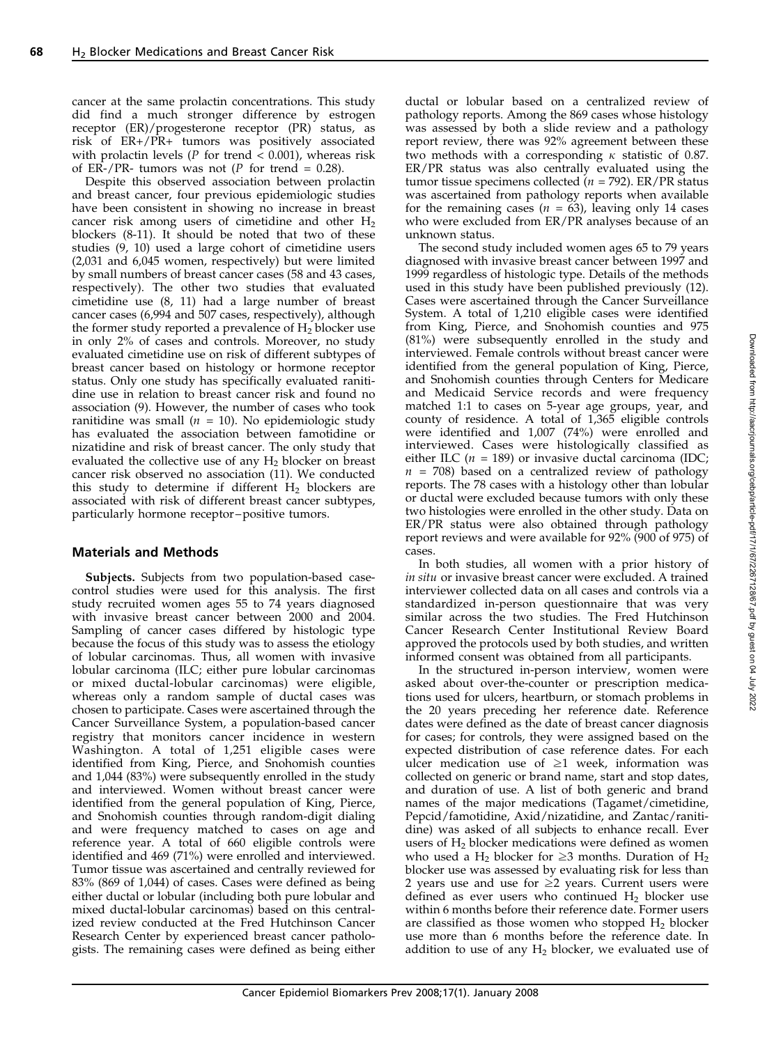cancer at the same prolactin concentrations. This study did find a much stronger difference by estrogen receptor (ER)/progesterone receptor (PR) status, as risk of ER+/PR+ tumors was positively associated with prolactin levels ($P$ for trend < 0.001), whereas risk of ER-/PR- tumors was not ($P$ for trend = 0.28).

Despite this observed association between prolactin and breast cancer, four previous epidemiologic studies have been consistent in showing no increase in breast cancer risk among users of cimetidine and other $H_2$ blockers (8-11). It should be noted that two of these studies (9, 10) used a large cohort of cimetidine users (2,031 and 6,045 women, respectively) but were limited by small numbers of breast cancer cases (58 and 43 cases, respectively). The other two studies that evaluated cimetidine use (8, 11) had a large number of breast cancer cases (6,994 and 507 cases, respectively), although the former study reported a prevalence of $H_2$ blocker use in only 2% of cases and controls. Moreover, no study evaluated cimetidine use on risk of different subtypes of breast cancer based on histology or hormone receptor status. Only one study has specifically evaluated ranitidine use in relation to breast cancer risk and found no association (9). However, the number of cases who took ranitidine was small ($n$ = 10). No epidemiologic study has evaluated the association between famotidine or nizatidine and risk of breast cancer. The only study that evaluated the collective use of any $H_2$ blocker on breast cancer risk observed no association (11). We conducted this study to determine if different $H_2$ blockers are associated with risk of different breast cancer subtypes, particularly hormone receptor–positive tumors.

## Materials and Methods

**Subjects.** Subjects from two population-based case-control studies were used for this analysis. The first study recruited women ages 55 to 74 years diagnosed with invasive breast cancer between 2000 and 2004. Sampling of cancer cases differed by histologic type because the focus of this study was to assess the etiology of lobular carcinomas. Thus, all women with invasive lobular carcinoma (ILC; either pure lobular carcinomas or mixed ductal-lobular carcinomas) were eligible, whereas only a random sample of ductal cases was chosen to participate. Cases were ascertained through the Cancer Surveillance System, a population-based cancer registry that monitors cancer incidence in western Washington. A total of 1,251 eligible cases were identified from King, Pierce, and Snohomish counties and 1,044 (83%) were subsequently enrolled in the study and interviewed. Women without breast cancer were identified from the general population of King, Pierce, and Snohomish counties through random-digit dialing and were frequency matched to cases on age and reference year. A total of 660 eligible controls were identified and 469 (71%) were enrolled and interviewed. Tumor tissue was ascertained and centrally reviewed for 83% (869 of 1,044) of cases. Cases were defined as being either ductal or lobular (including both pure lobular and mixed ductal-lobular carcinomas) based on this centralized review conducted at the Fred Hutchinson Cancer Research Center by experienced breast cancer pathologists. The remaining cases were defined as being either ductal or lobular based on a centralized review of pathology reports. Among the 869 cases whose histology was assessed by both a slide review and a pathology report review, there was 92% agreement between these two methods with a corresponding $\kappa$ statistic of 0.87. ER/PR status was also centrally evaluated using the tumor tissue specimens collected ($n$ = 792). ER/PR status was ascertained from pathology reports when available for the remaining cases ($n$ = 63), leaving only 14 cases who were excluded from ER/PR analyses because of an unknown status.

The second study included women ages 65 to 79 years diagnosed with invasive breast cancer between 1997 and 1999 regardless of histologic type. Details of the methods used in this study have been published previously (12). Cases were ascertained through the Cancer Surveillance System. A total of 1,210 eligible cases were identified from King, Pierce, and Snohomish counties and 975 (81%) were subsequently enrolled in the study and interviewed. Female controls without breast cancer were identified from the general population of King, Pierce, and Snohomish counties through Centers for Medicare and Medicaid Service records and were frequency matched 1:1 to cases on 5-year age groups, year, and county of residence. A total of 1,365 eligible controls were identified and 1,007 (74%) were enrolled and interviewed. Cases were histologically classified as either ILC ($n$ = 189) or invasive ductal carcinoma (IDC; $n$ = 708) based on a centralized review of pathology reports. The 78 cases with a histology other than lobular or ductal were excluded because tumors with only these two histologies were enrolled in the other study. Data on ER/PR status were also obtained through pathology report reviews and were available for 92% (900 of 975) of cases.

In both studies, all women with a prior history of *in situ* or invasive breast cancer were excluded. A trained interviewer collected data on all cases and controls via a standardized in-person questionnaire that was very similar across the two studies. The Fred Hutchinson Cancer Research Center Institutional Review Board approved the protocols used by both studies, and written informed consent was obtained from all participants.

In the structured in-person interview, women were asked about over-the-counter or prescription medications used for ulcers, heartburn, or stomach problems in the 20 years preceding her reference date. Reference dates were defined as the date of breast cancer diagnosis for cases; for controls, they were assigned based on the expected distribution of case reference dates. For each ulcer medication use of ≥1 week, information was collected on generic or brand name, start and stop dates, and duration of use. A list of both generic and brand names of the major medications (Tagamet/cimetidine, Pepcid/famotidine, Axid/nizatidine, and Zantac/ranitidine) was asked of all subjects to enhance recall. Ever users of $H_2$ blocker medications were defined as women who used a $H_2$ blocker for ≥3 months. Duration of $H_2$ blocker use was assessed by evaluating risk for less than 2 years use and use for ≥2 years. Current users were defined as ever users who continued $H_2$ blocker use within 6 months before their reference date. Former users are classified as those women who stopped $H_2$ blocker use more than 6 months before the reference date. In addition to use of any $H_2$ blocker, we evaluated use of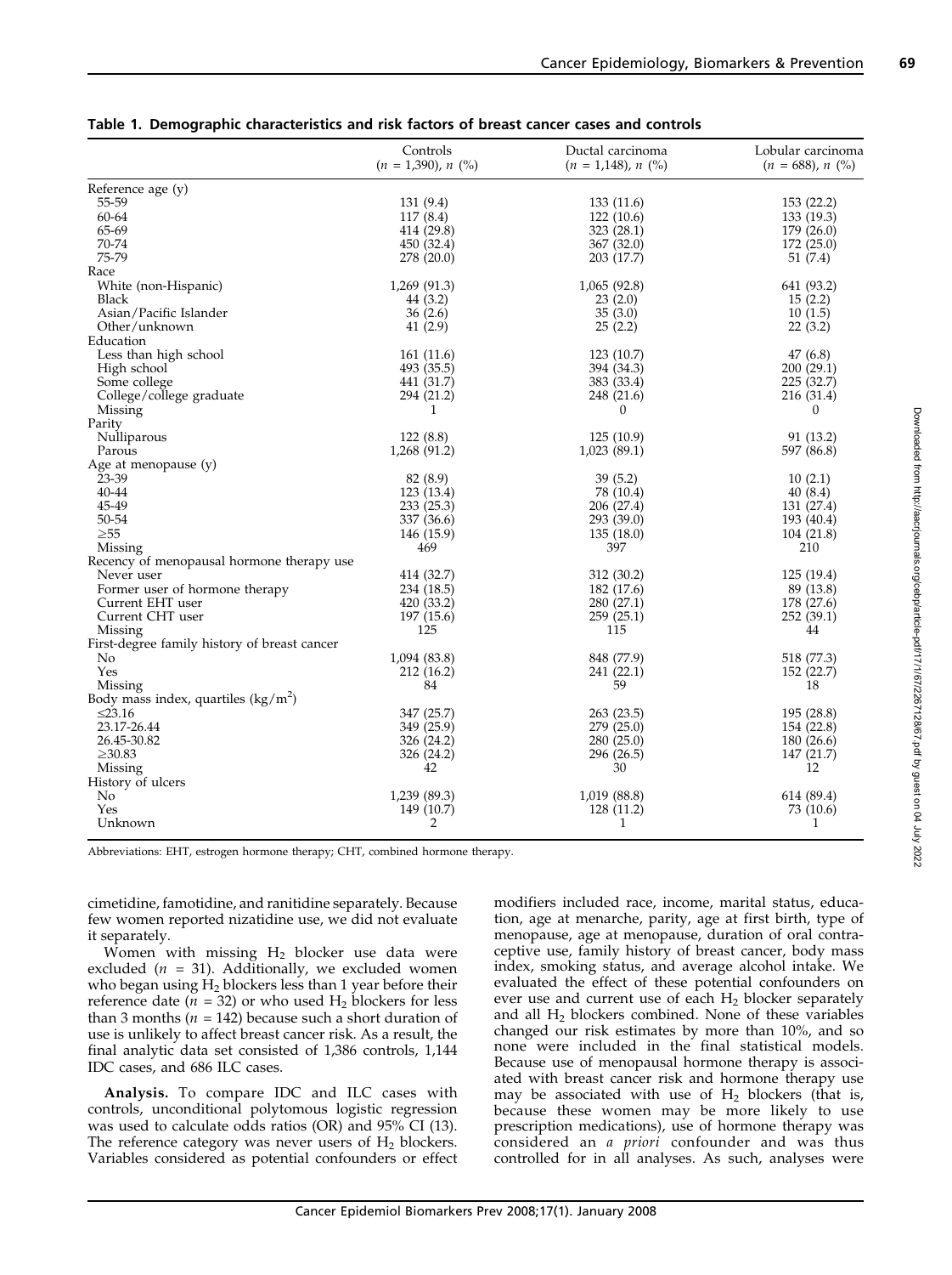**Table 1. Demographic characteristics and risk factors of breast cancer cases and controls**

| | Controls ($n$ = 1,390), $n$ (%) | Ductal carcinoma ($n$ = 1,148), $n$ (%) | Lobular carcinoma ($n$ = 688), $n$ (%) |
|---|---|---|---|
| Reference age (y) | | | |
| 55-59 | 131 (9.4) | 133 (11.6) | 153 (22.2) |
| 60-64 | 117 (8.4) | 122 (10.6) | 133 (19.3) |
| 65-69 | 414 (29.8) | 323 (28.1) | 179 (26.0) |
| 70-74 | 450 (32.4) | 367 (32.0) | 172 (25.0) |
| 75-79 | 278 (20.0) | 203 (17.7) | 51 (7.4) |
| Race | | | |
| White (non-Hispanic) | 1,269 (91.3) | 1,065 (92.8) | 641 (93.2) |
| Black | 44 (3.2) | 23 (2.0) | 15 (2.2) |
| Asian/Pacific Islander | 36 (2.6) | 35 (3.0) | 10 (1.5) |
| Other/unknown | 41 (2.9) | 25 (2.2) | 22 (3.2) |
| Education | | | |
| Less than high school | 161 (11.6) | 123 (10.7) | 47 (6.8) |
| High school | 493 (35.5) | 394 (34.3) | 200 (29.1) |
| Some college | 441 (31.7) | 383 (33.4) | 225 (32.7) |
| College/college graduate | 294 (21.2) | 248 (21.6) | 216 (31.4) |
| Missing | 1 | 0 | 0 |
| Parity | | | |
| Nulliparous | 122 (8.8) | 125 (10.9) | 91 (13.2) |
| Parous | 1,268 (91.2) | 1,023 (89.1) | 597 (86.8) |
| Age at menopause (y) | | | |
| 23-39 | 82 (8.9) | 39 (5.2) | 10 (2.1) |
| 40-44 | 123 (13.4) | 78 (10.4) | 40 (8.4) |
| 45-49 | 233 (25.3) | 206 (27.4) | 131 (27.4) |
| 50-54 | 337 (36.6) | 293 (39.0) | 193 (40.4) |
| ≥55 | 146 (15.9) | 135 (18.0) | 104 (21.8) |
| Missing | 469 | 397 | 210 |
| Recency of menopausal hormone therapy use | | | |
| Never user | 414 (32.7) | 312 (30.2) | 125 (19.4) |
| Former user of hormone therapy | 234 (18.5) | 182 (17.6) | 89 (13.8) |
| Current EHT user | 420 (33.2) | 280 (27.1) | 178 (27.6) |
| Current CHT user | 197 (15.6) | 259 (25.1) | 252 (39.1) |
| Missing | 125 | 115 | 44 |
| First-degree family history of breast cancer | | | |
| No | 1,094 (83.8) | 848 (77.9) | 518 (77.3) |
| Yes | 212 (16.2) | 241 (22.1) | 152 (22.7) |
| Missing | 84 | 59 | 18 |
| Body mass index, quartiles (kg/m$^2$) | | | |
| ≤23.16 | 347 (25.7) | 263 (23.5) | 195 (28.8) |
| 23.17-26.44 | 349 (25.9) | 279 (25.0) | 154 (22.8) |
| 26.45-30.82 | 326 (24.2) | 280 (25.0) | 180 (26.6) |
| ≥30.83 | 326 (24.2) | 296 (26.5) | 147 (21.7) |
| Missing | 42 | 30 | 12 |
| History of ulcers | | | |
| No | 1,239 (89.3) | 1,019 (88.8) | 614 (89.4) |
| Yes | 149 (10.7) | 128 (11.2) | 73 (10.6) |
| Unknown | 2 | 1 | 1 |

Abbreviations: EHT, estrogen hormone therapy; CHT, combined hormone therapy.

cimetidine, famotidine, and ranitidine separately. Because few women reported nizatidine use, we did not evaluate it separately.

Women with missing $H_2$ blocker use data were excluded ($n$ = 31). Additionally, we excluded women who began using $H_2$ blockers less than 1 year before their reference date ($n$ = 32) or who used $H_2$ blockers for less than 3 months ($n$ = 142) because such a short duration of use is unlikely to affect breast cancer risk. As a result, the final analytic data set consisted of 1,386 controls, 1,144 IDC cases, and 686 ILC cases.

**Analysis.** To compare IDC and ILC cases with controls, unconditional polytomous logistic regression was used to calculate odds ratios (OR) and 95% CI (13). The reference category was never users of $H_2$ blockers. Variables considered as potential confounders or effect modifiers included race, income, marital status, education, age at menarche, parity, age at first birth, type of menopause, age at menopause, duration of oral contraceptive use, family history of breast cancer, body mass index, smoking status, and average alcohol intake. We evaluated the effect of these potential confounders on ever use and current use of each $H_2$ blocker separately and all $H_2$ blockers combined. None of these variables changed our risk estimates by more than 10%, and so none were included in the final statistical models. Because use of menopausal hormone therapy is associated with breast cancer risk and hormone therapy use may be associated with use of $H_2$ blockers (that is, because these women may be more likely to use prescription medications), use of hormone therapy was considered an *a priori* confounder and was thus controlled for in all analyses. As such, analyses were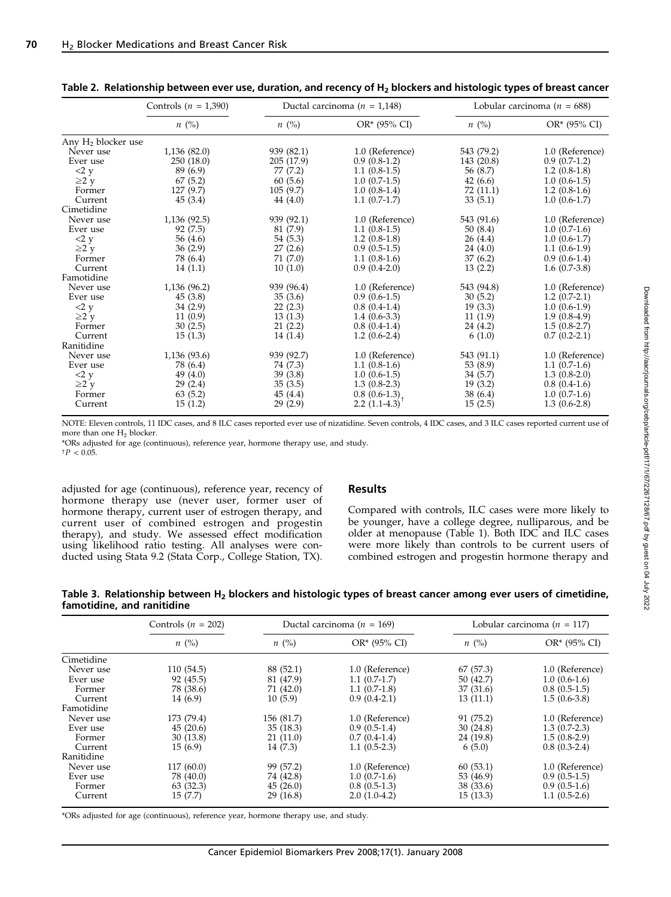**Table 2. Relationship between ever use, duration, and recency of $H_2$ blockers and histologic types of breast cancer**

| | Controls ($n$ = 1,390) | Ductal carcinoma ($n$ = 1,148) | | Lobular carcinoma ($n$ = 688) | |
|---|---|---|---|---|---|
| | $n$ (%) | $n$ (%) | OR* (95% CI) | $n$ (%) | OR* (95% CI) |
| Any $H_2$ blocker use | | | | | |
| Never use | 1,136 (82.0) | 939 (82.1) | 1.0 (Reference) | 543 (79.2) | 1.0 (Reference) |
| Ever use | 250 (18.0) | 205 (17.9) | 0.9 (0.8-1.2) | 143 (20.8) | 0.9 (0.7-1.2) |
| <2 y | 89 (6.9) | 77 (7.2) | 1.1 (0.8-1.5) | 56 (8.7) | 1.2 (0.8-1.8) |
| ≥2 y | 67 (5.2) | 60 (5.6) | 1.0 (0.7-1.5) | 42 (6.6) | 1.0 (0.6-1.5) |
| Former | 127 (9.7) | 105 (9.7) | 1.0 (0.8-1.4) | 72 (11.1) | 1.2 (0.8-1.6) |
| Current | 45 (3.4) | 44 (4.0) | 1.1 (0.7-1.7) | 33 (5.1) | 1.0 (0.6-1.7) |
| Cimetidine | | | | | |
| Never use | 1,136 (92.5) | 939 (92.1) | 1.0 (Reference) | 543 (91.6) | 1.0 (Reference) |
| Ever use | 92 (7.5) | 81 (7.9) | 1.1 (0.8-1.5) | 50 (8.4) | 1.0 (0.7-1.6) |
| <2 y | 56 (4.6) | 54 (5.3) | 1.2 (0.8-1.8) | 26 (4.4) | 1.0 (0.6-1.7) |
| ≥2 y | 36 (2.9) | 27 (2.6) | 0.9 (0.5-1.5) | 24 (4.0) | 1.1 (0.6-1.9) |
| Former | 78 (6.4) | 71 (7.0) | 1.1 (0.8-1.6) | 37 (6.2) | 0.9 (0.6-1.4) |
| Current | 14 (1.1) | 10 (1.0) | 0.9 (0.4-2.0) | 13 (2.2) | 1.6 (0.7-3.8) |
| Famotidine | | | | | |
| Never use | 1,136 (96.2) | 939 (96.4) | 1.0 (Reference) | 543 (94.8) | 1.0 (Reference) |
| Ever use | 45 (3.8) | 35 (3.6) | 0.9 (0.6-1.5) | 30 (5.2) | 1.2 (0.7-2.1) |
| <2 y | 34 (2.9) | 22 (2.3) | 0.8 (0.4-1.4) | 19 (3.3) | 1.0 (0.6-1.9) |
| ≥2 y | 11 (0.9) | 13 (1.3) | 1.4 (0.6-3.3) | 11 (1.9) | 1.9 (0.8-4.9) |
| Former | 30 (2.5) | 21 (2.2) | 0.8 (0.4-1.4) | 24 (4.2) | 1.5 (0.8-2.7) |
| Current | 15 (1.3) | 14 (1.4) | 1.2 (0.6-2.4) | 6 (1.0) | 0.7 (0.2-2.1) |
| Ranitidine | | | | | |
| Never use | 1,136 (93.6) | 939 (92.7) | 1.0 (Reference) | 543 (91.1) | 1.0 (Reference) |
| Ever use | 78 (6.4) | 74 (7.3) | 1.1 (0.8-1.6) | 53 (8.9) | 1.1 (0.7-1.6) |
| <2 y | 49 (4.0) | 39 (3.8) | 1.0 (0.6-1.5) | 34 (5.7) | 1.3 (0.8-2.0) |
| ≥2 y | 29 (2.4) | 35 (3.5) | 1.3 (0.8-2.3) | 19 (3.2) | 0.8 (0.4-1.6) |
| Former | 63 (5.2) | 45 (4.4) | 0.8 (0.6-1.3) | 38 (6.4) | 1.0 (0.7-1.6) |
| Current | 15 (1.2) | 29 (2.9) | 2.2 (1.1-4.3)† | 15 (2.5) | 1.3 (0.6-2.8) |

NOTE: Eleven controls, 11 IDC cases, and 8 ILC cases reported ever use of nizatidine. Seven controls, 4 IDC cases, and 3 ILC cases reported current use of more than one $H_2$ blocker.

*ORs adjusted for age (continuous), reference year, hormone therapy use, and study.

†$P < 0.05$.

adjusted for age (continuous), reference year, recency of hormone therapy use (never user, former user of hormone therapy, current user of estrogen therapy, and current user of combined estrogen and progestin therapy), and study. We assessed effect modification using likelihood ratio testing. All analyses were conducted using Stata 9.2 (Stata Corp., College Station, TX).

## Results

Compared with controls, ILC cases were more likely to be younger, have a college degree, nulliparous, and be older at menopause (Table 1). Both IDC and ILC cases were more likely than controls to be current users of combined estrogen and progestin hormone therapy and

**Table 3. Relationship between $H_2$ blockers and histologic types of breast cancer among ever users of cimetidine, famotidine, and ranitidine**

| | Controls ($n$ = 202) | Ductal carcinoma ($n$ = 169) | | Lobular carcinoma ($n$ = 117) | |
|---|---|---|---|---|---|
| | $n$ (%) | $n$ (%) | OR* (95% CI) | $n$ (%) | OR* (95% CI) |
| Cimetidine | | | | | |
| Never use | 110 (54.5) | 88 (52.1) | 1.0 (Reference) | 67 (57.3) | 1.0 (Reference) |
| Ever use | 92 (45.5) | 81 (47.9) | 1.1 (0.7-1.7) | 50 (42.7) | 1.0 (0.6-1.6) |
| Former | 78 (38.6) | 71 (42.0) | 1.1 (0.7-1.8) | 37 (31.6) | 0.8 (0.5-1.5) |
| Current | 14 (6.9) | 10 (5.9) | 0.9 (0.4-2.1) | 13 (11.1) | 1.5 (0.6-3.8) |
| Famotidine | | | | | |
| Never use | 173 (79.4) | 156 (81.7) | 1.0 (Reference) | 91 (75.2) | 1.0 (Reference) |
| Ever use | 45 (20.6) | 35 (18.3) | 0.9 (0.5-1.4) | 30 (24.8) | 1.3 (0.7-2.3) |
| Former | 30 (13.8) | 21 (11.0) | 0.7 (0.4-1.4) | 24 (19.8) | 1.5 (0.8-2.9) |
| Current | 15 (6.9) | 14 (7.3) | 1.1 (0.5-2.3) | 6 (5.0) | 0.8 (0.3-2.4) |
| Ranitidine | | | | | |
| Never use | 117 (60.0) | 99 (57.2) | 1.0 (Reference) | 60 (53.1) | 1.0 (Reference) |
| Ever use | 78 (40.0) | 74 (42.8) | 1.0 (0.7-1.6) | 53 (46.9) | 0.9 (0.5-1.5) |
| Former | 63 (32.3) | 45 (26.0) | 0.8 (0.5-1.3) | 38 (33.6) | 0.9 (0.5-1.6) |
| Current | 15 (7.7) | 29 (16.8) | 2.0 (1.0-4.2) | 15 (13.3) | 1.1 (0.5-2.6) |

*ORs adjusted for age (continuous), reference year, hormone therapy use, and study.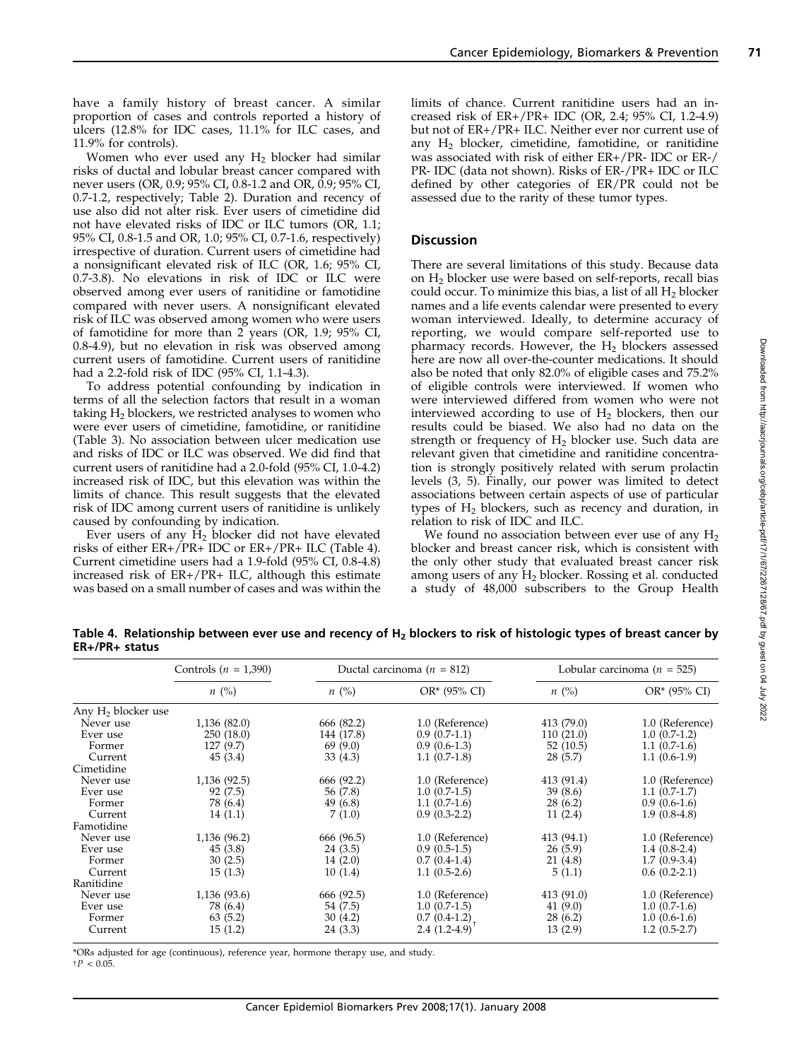have a family history of breast cancer. A similar proportion of cases and controls reported a history of ulcers (12.8% for IDC cases, 11.1% for ILC cases, and 11.9% for controls).

Women who ever used any $H_2$ blocker had similar risks of ductal and lobular breast cancer compared with never users (OR, 0.9; 95% CI, 0.8-1.2 and OR, 0.9; 95% CI, 0.7-1.2, respectively; Table 2). Duration and recency of use also did not alter risk. Ever users of cimetidine did not have elevated risks of IDC or ILC tumors (OR, 1.1; 95% CI, 0.8-1.5 and OR, 1.0; 95% CI, 0.7-1.6, respectively) irrespective of duration. Current users of cimetidine had a nonsignificant elevated risk of ILC (OR, 1.6; 95% CI, 0.7-3.8). No elevations in risk of IDC or ILC were observed among ever users of ranitidine or famotidine compared with never users. A nonsignificant elevated risk of ILC was observed among women who were users of famotidine for more than 2 years (OR, 1.9; 95% CI, 0.8-4.9), but no elevation in risk was observed among current users of famotidine. Current users of ranitidine had a 2.2-fold risk of IDC (95% CI, 1.1-4.3).

To address potential confounding by indication in terms of all the selection factors that result in a woman taking $H_2$ blockers, we restricted analyses to women who were ever users of cimetidine, famotidine, or ranitidine (Table 3). No association between ulcer medication use and risks of IDC or ILC was observed. We did find that current users of ranitidine had a 2.0-fold (95% CI, 1.0-4.2) increased risk of IDC, but this elevation was within the limits of chance. This result suggests that the elevated risk of IDC among current users of ranitidine is unlikely caused by confounding by indication.

Ever users of any $H_2$ blocker did not have elevated risks of either ER+/PR+ IDC or ER+/PR+ ILC (Table 4). Current cimetidine users had a 1.9-fold (95% CI, 0.8-4.8) increased risk of ER+/PR+ ILC, although this estimate was based on a small number of cases and was within the limits of chance. Current ranitidine users had an increased risk of ER+/PR+ IDC (OR, 2.4; 95% CI, 1.2-4.9) but not of ER+/PR+ ILC. Neither ever nor current use of any $H_2$ blocker, cimetidine, famotidine, or ranitidine was associated with risk of either ER+/PR- IDC or ER-/PR- IDC (data not shown). Risks of ER-/PR+ IDC or ILC defined by other categories of ER/PR could not be assessed due to the rarity of these tumor types.

## Discussion

There are several limitations of this study. Because data on $H_2$ blocker use were based on self-reports, recall bias could occur. To minimize this bias, a list of all $H_2$ blocker names and a life events calendar were presented to every woman interviewed. Ideally, to determine accuracy of reporting, we would compare self-reported use to pharmacy records. However, the $H_2$ blockers assessed here are now all over-the-counter medications. It should also be noted that only 82.0% of eligible cases and 75.2% of eligible controls were interviewed. If women who were interviewed differed from women who were not interviewed according to use of $H_2$ blockers, then our results could be biased. We also had no data on the strength or frequency of $H_2$ blocker use. Such data are relevant given that cimetidine and ranitidine concentration is strongly positively related with serum prolactin levels (3, 5). Finally, our power was limited to detect associations between certain aspects of use of particular types of $H_2$ blockers, such as recency and duration, in relation to risk of IDC and ILC.

We found no association between ever use of any $H_2$ blocker and breast cancer risk, which is consistent with the only other study that evaluated breast cancer risk among users of any $H_2$ blocker. Rossing et al. conducted a study of 48,000 subscribers to the Group Health

**Table 4. Relationship between ever use and recency of $H_2$ blockers to risk of histologic types of breast cancer by ER+/PR+ status**

| | Controls ($n$ = 1,390) | Ductal carcinoma ($n$ = 812) | | Lobular carcinoma ($n$ = 525) | |
|---|---|---|---|---|---|
| | $n$ (%) | $n$ (%) | OR* (95% CI) | $n$ (%) | OR* (95% CI) |
| Any $H_2$ blocker use | | | | | |
| Never use | 1,136 (82.0) | 666 (82.2) | 1.0 (Reference) | 413 (79.0) | 1.0 (Reference) |
| Ever use | 250 (18.0) | 144 (17.8) | 0.9 (0.7-1.1) | 110 (21.0) | 1.0 (0.7-1.2) |
| Former | 127 (9.7) | 69 (9.0) | 0.9 (0.6-1.3) | 52 (10.5) | 1.1 (0.7-1.6) |
| Current | 45 (3.4) | 33 (4.3) | 1.1 (0.7-1.8) | 28 (5.7) | 1.1 (0.6-1.9) |
| Cimetidine | | | | | |
| Never use | 1,136 (92.5) | 666 (92.2) | 1.0 (Reference) | 413 (91.4) | 1.0 (Reference) |
| Ever use | 92 (7.5) | 56 (7.8) | 1.0 (0.7-1.5) | 39 (8.6) | 1.1 (0.7-1.7) |
| Former | 78 (6.4) | 49 (6.8) | 1.1 (0.7-1.6) | 28 (6.2) | 0.9 (0.6-1.6) |
| Current | 14 (1.1) | 7 (1.0) | 0.9 (0.3-2.2) | 11 (2.4) | 1.9 (0.8-4.8) |
| Famotidine | | | | | |
| Never use | 1,136 (96.2) | 666 (96.5) | 1.0 (Reference) | 413 (94.1) | 1.0 (Reference) |
| Ever use | 45 (3.8) | 24 (3.5) | 0.9 (0.5-1.5) | 26 (5.9) | 1.4 (0.8-2.4) |
| Former | 30 (2.5) | 14 (2.0) | 0.7 (0.4-1.4) | 21 (4.8) | 1.7 (0.9-3.4) |
| Current | 15 (1.3) | 10 (1.4) | 1.1 (0.5-2.6) | 5 (1.1) | 0.6 (0.2-2.1) |
| Ranitidine | | | | | |
| Never use | 1,136 (93.6) | 666 (92.5) | 1.0 (Reference) | 413 (91.0) | 1.0 (Reference) |
| Ever use | 78 (6.4) | 54 (7.5) | 1.0 (0.7-1.5) | 41 (9.0) | 1.0 (0.7-1.6) |
| Former | 63 (5.2) | 30 (4.2) | 0.7 (0.4-1.2) | 28 (6.2) | 1.0 (0.6-1.6) |
| Current | 15 (1.2) | 24 (3.3) | 2.4 (1.2-4.9)[†] | 13 (2.9) | 1.2 (0.5-2.7) |

*ORs adjusted for age (continuous), reference year, hormone therapy use, and study.
†$P < 0.05$.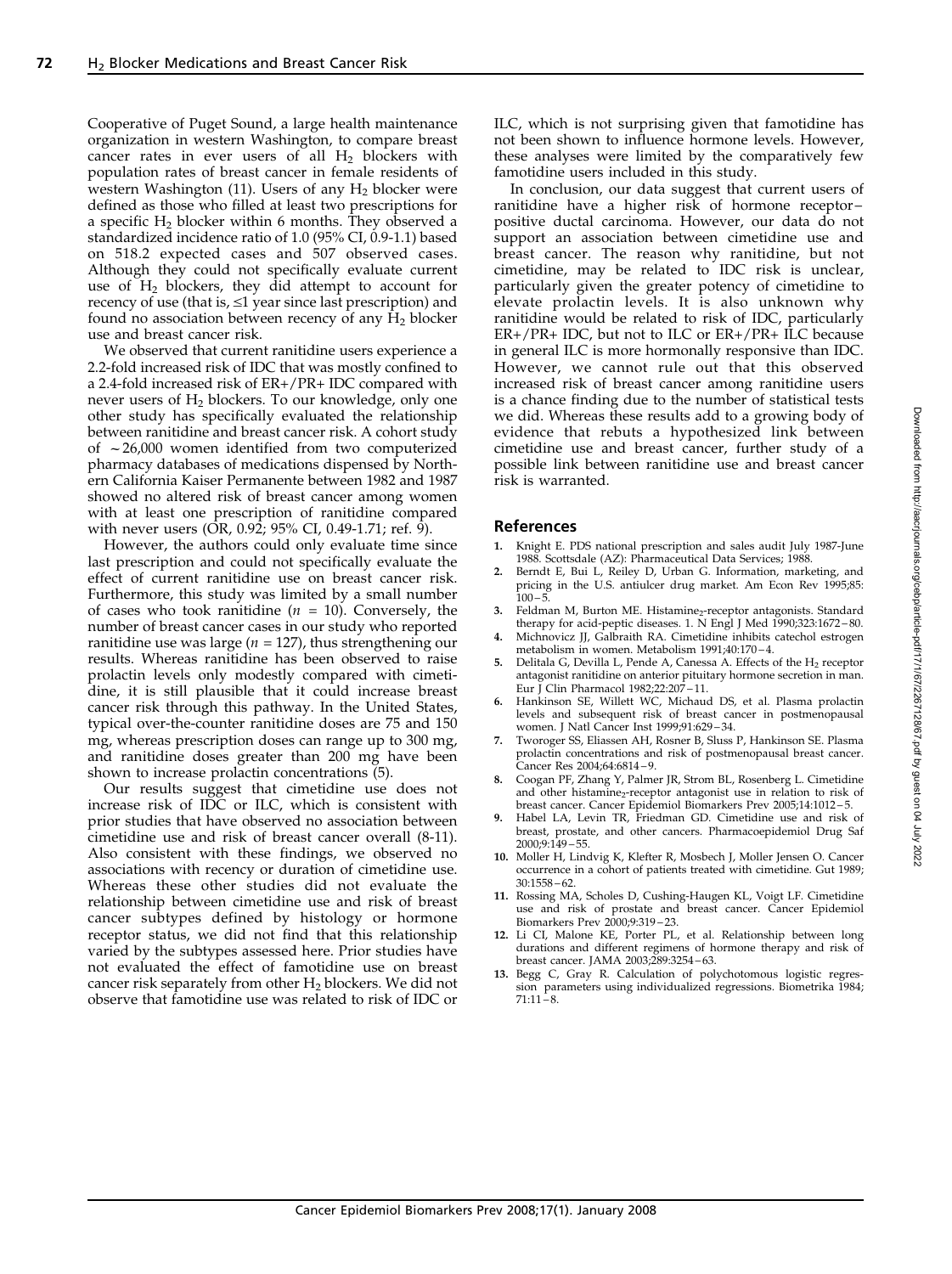Cooperative of Puget Sound, a large health maintenance organization in western Washington, to compare breast cancer rates in ever users of all $H_2$ blockers with population rates of breast cancer in female residents of western Washington (11). Users of any $H_2$ blocker were defined as those who filled at least two prescriptions for a specific $H_2$ blocker within 6 months. They observed a standardized incidence ratio of 1.0 (95% CI, 0.9-1.1) based on 518.2 expected cases and 507 observed cases. Although they could not specifically evaluate current use of $H_2$ blockers, they did attempt to account for recency of use (that is, ≤1 year since last prescription) and found no association between recency of any $H_2$ blocker use and breast cancer risk.

We observed that current ranitidine users experience a 2.2-fold increased risk of IDC that was mostly confined to a 2.4-fold increased risk of ER+/PR+ IDC compared with never users of $H_2$ blockers. To our knowledge, only one other study has specifically evaluated the relationship between ranitidine and breast cancer risk. A cohort study of ∼26,000 women identified from two computerized pharmacy databases of medications dispensed by Northern California Kaiser Permanente between 1982 and 1987 showed no altered risk of breast cancer among women with at least one prescription of ranitidine compared with never users (OR, 0.92; 95% CI, 0.49-1.71; ref. 9).

However, the authors could only evaluate time since last prescription and could not specifically evaluate the effect of current ranitidine use on breast cancer risk. Furthermore, this study was limited by a small number of cases who took ranitidine ($n$ = 10). Conversely, the number of breast cancer cases in our study who reported ranitidine use was large ($n$ = 127), thus strengthening our results. Whereas ranitidine has been observed to raise prolactin levels only modestly compared with cimetidine, it is still plausible that it could increase breast cancer risk through this pathway. In the United States, typical over-the-counter ranitidine doses are 75 and 150 mg, whereas prescription doses can range up to 300 mg, and ranitidine doses greater than 200 mg have been shown to increase prolactin concentrations (5).

Our results suggest that cimetidine use does not increase risk of IDC or ILC, which is consistent with prior studies that have observed no association between cimetidine use and risk of breast cancer overall (8-11). Also consistent with these findings, we observed no associations with recency or duration of cimetidine use. Whereas these other studies did not evaluate the relationship between cimetidine use and risk of breast cancer subtypes defined by histology or hormone receptor status, we did not find that this relationship varied by the subtypes assessed here. Prior studies have not evaluated the effect of famotidine use on breast cancer risk separately from other $H_2$ blockers. We did not observe that famotidine use was related to risk of IDC or ILC, which is not surprising given that famotidine has not been shown to influence hormone levels. However, these analyses were limited by the comparatively few famotidine users included in this study.

In conclusion, our data suggest that current users of ranitidine have a higher risk of hormone receptor–positive ductal carcinoma. However, our data do not support an association between cimetidine use and breast cancer. The reason why ranitidine, but not cimetidine, may be related to IDC risk is unclear, particularly given the greater potency of cimetidine to elevate prolactin levels. It is also unknown why ranitidine would be related to risk of IDC, particularly ER+/PR+ IDC, but not to ILC or ER+/PR+ ILC because in general ILC is more hormonally responsive than IDC. However, we cannot rule out that this observed increased risk of breast cancer among ranitidine users is a chance finding due to the number of statistical tests we did. Whereas these results add to a growing body of evidence that rebuts a hypothesized link between cimetidine use and breast cancer, further study of a possible link between ranitidine use and breast cancer risk is warranted.

## References

1. Knight E. PDS national prescription and sales audit July 1987-June 1988. Scottsdale (AZ): Pharmaceutical Data Services; 1988.
2. Berndt E, Bui L, Reiley D, Urban G. Information, marketing, and pricing in the U.S. antiulcer drug market. Am Econ Rev 1995;85:100–5.
3. Feldman M, Burton ME. Histamine$_2$-receptor antagonists. Standard therapy for acid-peptic diseases. 1. N Engl J Med 1990;323:1672–80.
4. Michnovicz JJ, Galbraith RA. Cimetidine inhibits catechol estrogen metabolism in women. Metabolism 1991;40:170–4.
5. Delitala G, Devilla L, Pende A, Canessa A. Effects of the $H_2$ receptor antagonist ranitidine on anterior pituitary hormone secretion in man. Eur J Clin Pharmacol 1982;22:207–11.
6. Hankinson SE, Willett WC, Michaud DS, et al. Plasma prolactin levels and subsequent risk of breast cancer in postmenopausal women. J Natl Cancer Inst 1999;91:629–34.
7. Tworoger SS, Eliassen AH, Rosner B, Sluss P, Hankinson SE. Plasma prolactin concentrations and risk of postmenopausal breast cancer. Cancer Res 2004;64:6814–9.
8. Coogan PF, Zhang Y, Palmer JR, Strom BL, Rosenberg L. Cimetidine and other histamine$_2$-receptor antagonist use in relation to risk of breast cancer. Cancer Epidemiol Biomarkers Prev 2005;14:1012–5.
9. Habel LA, Levin TR, Friedman GD. Cimetidine use and risk of breast, prostate, and other cancers. Pharmacoepidemiol Drug Saf 2000;9:149–55.
10. Moller H, Lindvig K, Klefter R, Mosbech J, Moller Jensen O. Cancer occurrence in a cohort of patients treated with cimetidine. Gut 1989;30:1558–62.
11. Rossing MA, Scholes D, Cushing-Haugen KL, Voigt LF. Cimetidine use and risk of prostate and breast cancer. Cancer Epidemiol Biomarkers Prev 2000;9:319–23.
12. Li CI, Malone KE, Porter PL, et al. Relationship between long durations and different regimens of hormone therapy and risk of breast cancer. JAMA 2003;289:3254–63.
13. Begg C, Gray R. Calculation of polychotomous logistic regression parameters using individualized regressions. Biometrika 1984;71:11–8.